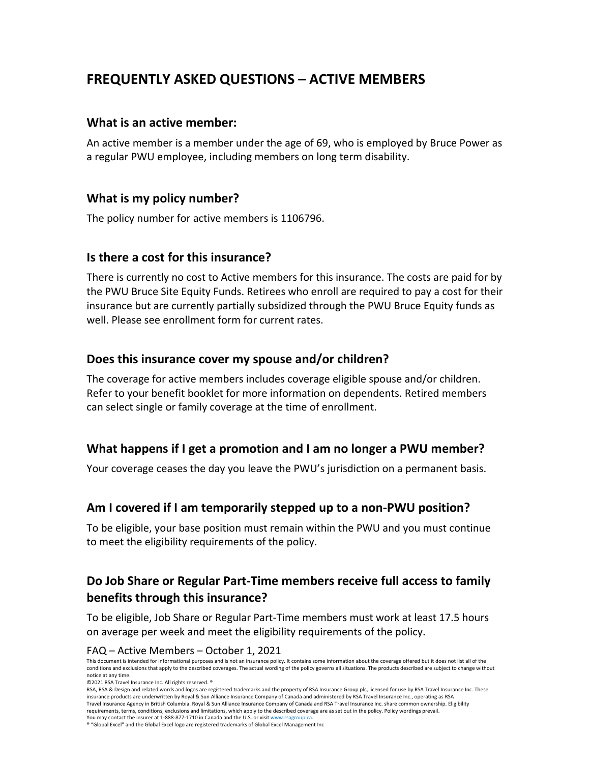# FREQUENTLY ASKED QUESTIONS – ACTIVE MEMBERS

## What is an active member:

An active member is a member under the age of 69, who is employed by Bruce Power as a regular PWU employee, including members on long term disability.

## What is my policy number?

The policy number for active members is 1106796.

## Is there a cost for this insurance?

There is currently no cost to Active members for this insurance. The costs are paid for by the PWU Bruce Site Equity Funds. Retirees who enroll are required to pay a cost for their insurance but are currently partially subsidized through the PWU Bruce Equity funds as well. Please see enrollment form for current rates.

## Does this insurance cover my spouse and/or children?

The coverage for active members includes coverage eligible spouse and/or children. Refer to your benefit booklet for more information on dependents. Retired members can select single or family coverage at the time of enrollment.

## What happens if I get a promotion and I am no longer a PWU member?

Your coverage ceases the day you leave the PWU's jurisdiction on a permanent basis.

## Am I covered if I am temporarily stepped up to a non-PWU position?

To be eligible, your base position must remain within the PWU and you must continue to meet the eligibility requirements of the policy.

## Do Job Share or Regular Part-Time members receive full access to family benefits through this insurance?

To be eligible, Job Share or Regular Part-Time members must work at least 17.5 hours on average per week and meet the eligibility requirements of the policy.

FAQ – Active Members – October 1, 2021

This document is intended for informational purposes and is not an insurance policy. It contains some information about the coverage offered but it does not list all of the conditions and exclusions that apply to the described coverages. The actual wording of the policy governs all situations. The products described are subject to change without notice at any time.

©2021 RSA Travel Insurance Inc. All rights reserved. ®

RSA, RSA & Design and related words and logos are registered trademarks and the property of RSA Insurance Group plc, licensed for use by RSA Travel Insurance Inc. These insurance products are underwritten by Royal & Sun Alliance Insurance Company of Canada and administered by RSA Travel Insurance Inc., operating as RSA Travel Insurance Agency in British Columbia. Royal & Sun Alliance Insurance Company of Canada and RSA Travel Insurance Inc. share common ownership. Eligibility requirements, terms, conditions, exclusions and limitations, which apply to the described coverage are as set out in the policy. Policy wordings prevail. You may contact the insurer at 1-888-877-1710 in Canada and the U.S. or visit www.rsagroup.ca.

® "Global Excel" and the Global Excel logo are registered trademarks of Global Excel Management Inc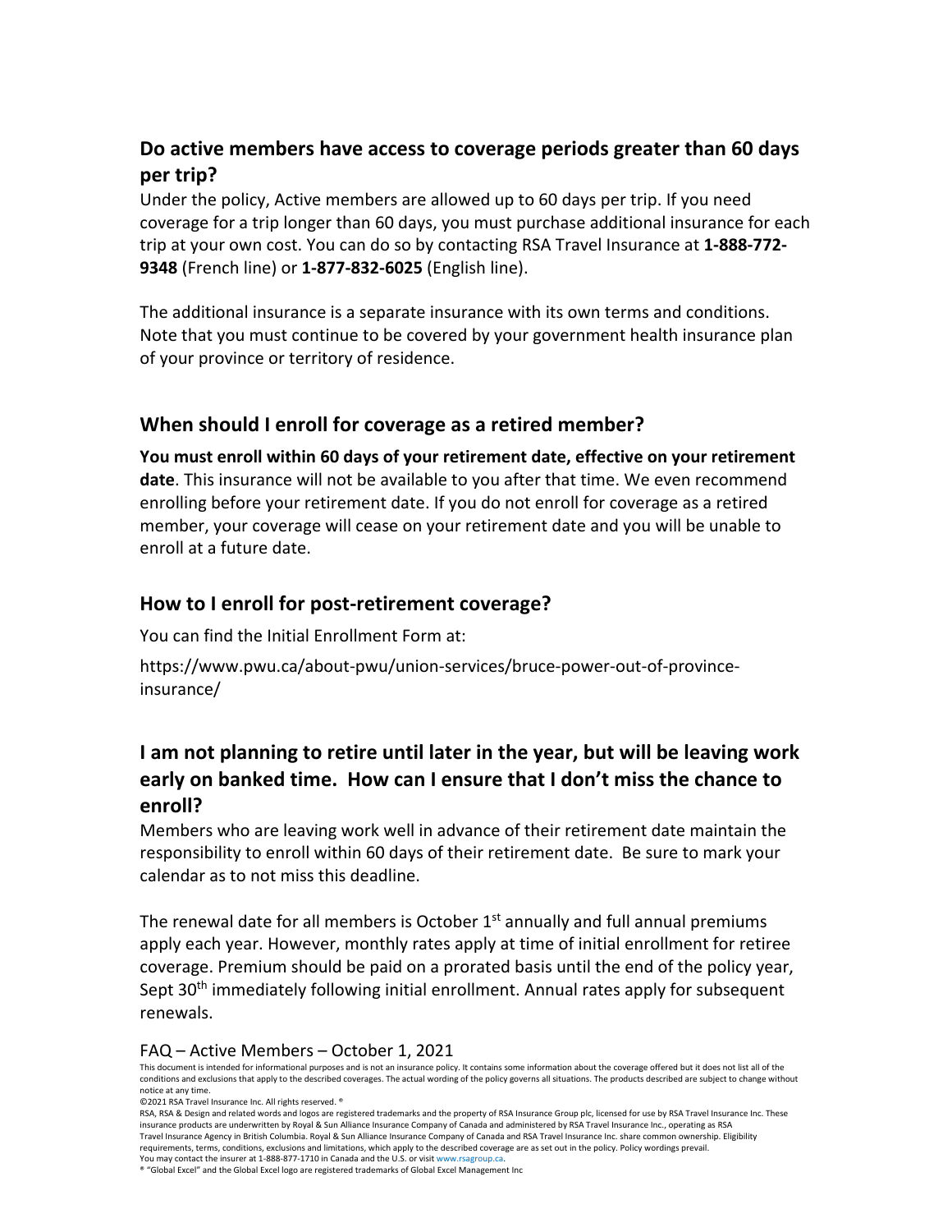## Do active members have access to coverage periods greater than 60 days per trip?

Under the policy, Active members are allowed up to 60 days per trip. If you need coverage for a trip longer than 60 days, you must purchase additional insurance for each trip at your own cost. You can do so by contacting RSA Travel Insurance at **1-888-772-9348** (French line) or **1-877-832-6025** (English line).

The additional insurance is a separate insurance with its own terms and conditions. Note that you must continue to be covered by your government health insurance plan of your province or territory of residence.

## When should I enroll for coverage as a retired member?

**You must enroll within 60 days of your retirement date, effective on your retirement date**. This insurance will not be available to you after that time. We even recommend enrolling before your retirement date. If you do not enroll for coverage as a retired member, your coverage will cease on your retirement date and you will be unable to enroll at a future date.

## How to I enroll for post-retirement coverage?

You can find the Initial Enrollment Form at:

https://www.pwu.ca/about-pwu/union-services/bruce-power-out-of-province-insurance/

## I am not planning to retire until later in the year, but will be leaving work early on banked time. How can I ensure that I don't miss the chance to enroll?

Members who are leaving work well in advance of their retirement date maintain the responsibility to enroll within 60 days of their retirement date. Be sure to mark your calendar as to not miss this deadline.

The renewal date for all members is October 1st annually and full annual premiums apply each year. However, monthly rates apply at time of initial enrollment for retiree coverage. Premium should be paid on a prorated basis until the end of the policy year, Sept 30th immediately following initial enrollment. Annual rates apply for subsequent renewals.

FAQ – Active Members – October 1, 2021

This document is intended for informational purposes and is not an insurance policy. It contains some information about the coverage offered but it does not list all of the conditions and exclusions that apply to the described coverages. The actual wording of the policy governs all situations. The products described are subject to change without notice at any time.

©2021 RSA Travel Insurance Inc. All rights reserved. ®

RSA, RSA & Design and related words and logos are registered trademarks and the property of RSA Insurance Group plc, licensed for use by RSA Travel Insurance Inc. These insurance products are underwritten by Royal & Sun Alliance Insurance Company of Canada and administered by RSA Travel Insurance Inc., operating as RSA Travel Insurance Agency in British Columbia. Royal & Sun Alliance Insurance Company of Canada and RSA Travel Insurance Inc. share common ownership. Eligibility requirements, terms, conditions, exclusions and limitations, which apply to the described coverage are as set out in the policy. Policy wordings prevail.

You may contact the insurer at 1-888-877-1710 in Canada and the U.S. or visit www.rsagroup.ca.

® "Global Excel" and the Global Excel logo are registered trademarks of Global Excel Management Inc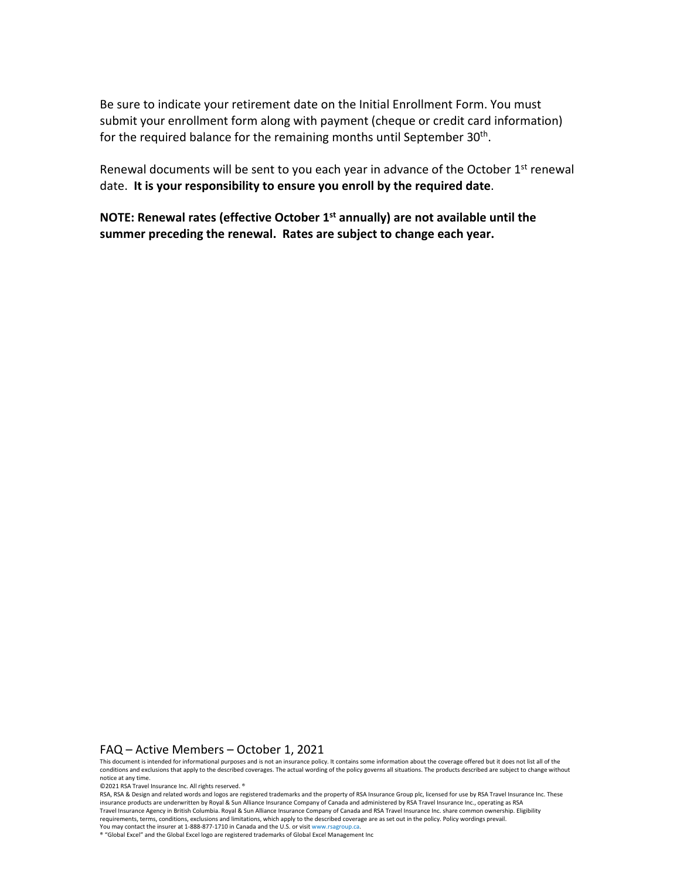Be sure to indicate your retirement date on the Initial Enrollment Form. You must submit your enrollment form along with payment (cheque or credit card information) for the required balance for the remaining months until September 30th.

Renewal documents will be sent to you each year in advance of the October 1st renewal date. **It is your responsibility to ensure you enroll by the required date**.

**NOTE: Renewal rates (effective October 1st annually) are not available until the summer preceding the renewal. Rates are subject to change each year.**

FAQ – Active Members – October 1, 2021

This document is intended for informational purposes and is not an insurance policy. It contains some information about the coverage offered but it does not list all of the conditions and exclusions that apply to the described coverages. The actual wording of the policy governs all situations. The products described are subject to change without notice at any time.

©2021 RSA Travel Insurance Inc. All rights reserved. ®

RSA, RSA & Design and related words and logos are registered trademarks and the property of RSA Insurance Group plc, licensed for use by RSA Travel Insurance Inc. These insurance products are underwritten by Royal & Sun Alliance Insurance Company of Canada and administered by RSA Travel Insurance Inc., operating as RSA Travel Insurance Agency in British Columbia. Royal & Sun Alliance Insurance Company of Canada and RSA Travel Insurance Inc. share common ownership. Eligibility requirements, terms, conditions, exclusions and limitations, which apply to the described coverage are as set out in the policy. Policy wordings prevail.

You may contact the insurer at 1-888-877-1710 in Canada and the U.S. or visit www.rsagroup.ca.

® "Global Excel" and the Global Excel logo are registered trademarks of Global Excel Management Inc